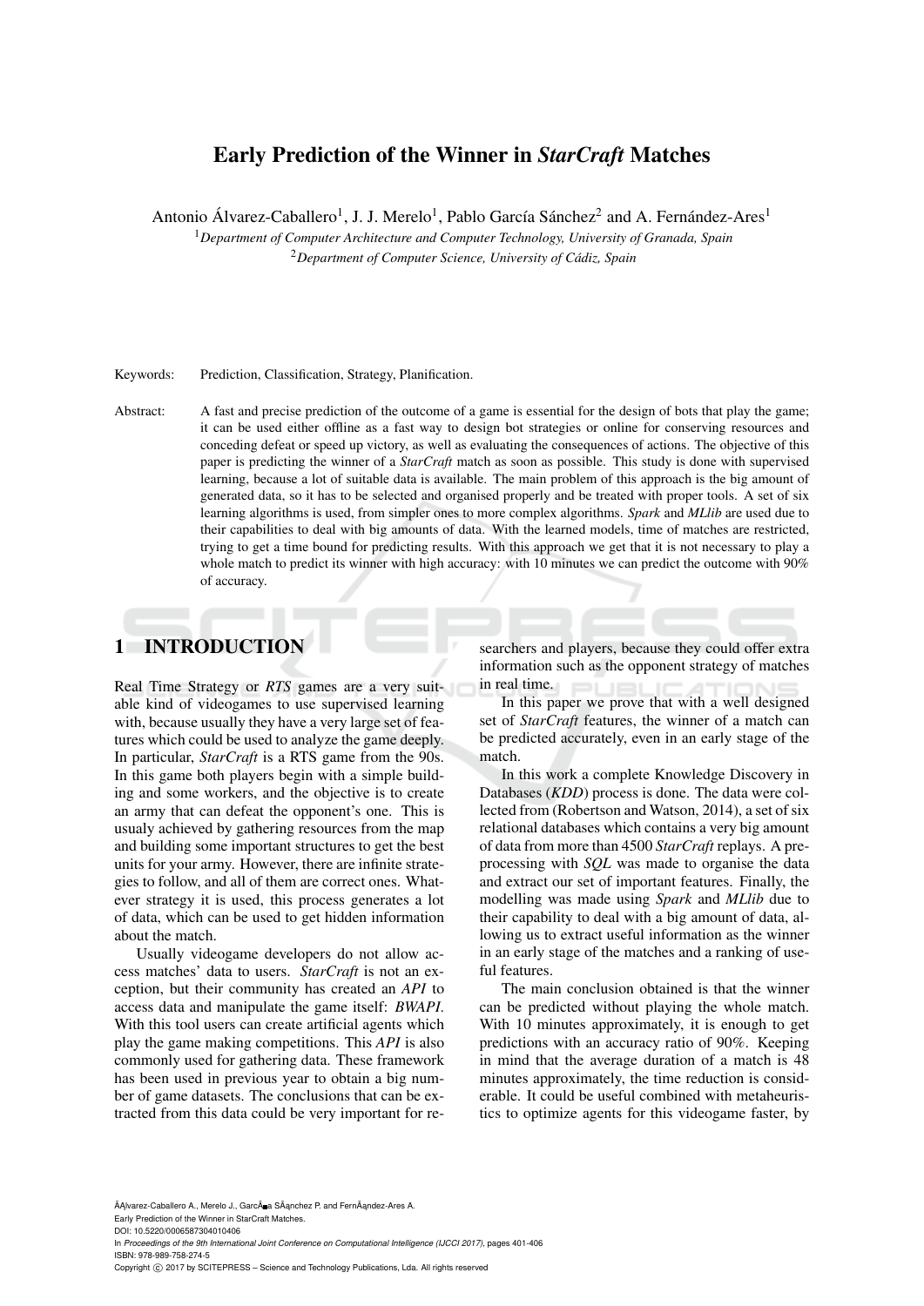# Early Prediction of the Winner in *StarCraft* Matches

Antonio Álvarez-Caballero[1], J. J. Merelo[1], Pablo García Sánchez[2] and A. Fernández-Ares[1]

[1]*Department of Computer Architecture and Computer Technology, University of Granada, Spain*

[2]*Department of Computer Science, University of Cádiz, Spain*

Keywords: Prediction, Classification, Strategy, Planification.

Abstract: A fast and precise prediction of the outcome of a game is essential for the design of bots that play the game; it can be used either offline as a fast way to design bot strategies or online for conserving resources and conceding defeat or speed up victory, as well as evaluating the consequences of actions. The objective of this paper is predicting the winner of a *StarCraft* match as soon as possible. This study is done with supervised learning, because a lot of suitable data is available. The main problem of this approach is the big amount of generated data, so it has to be selected and organised properly and be treated with proper tools. A set of six learning algorithms is used, from simpler ones to more complex algorithms. *Spark* and *MLlib* are used due to their capabilities to deal with big amounts of data. With the learned models, time of matches are restricted, trying to get a time bound for predicting results. With this approach we get that it is not necessary to play a whole match to predict its winner with high accuracy: with 10 minutes we can predict the outcome with 90% of accuracy.

## 1 INTRODUCTION

Real Time Strategy or *RTS* games are a very suitable kind of videogames to use supervised learning with, because usually they have a very large set of features which could be used to analyze the game deeply. In particular, *StarCraft* is a RTS game from the 90s. In this game both players begin with a simple building and some workers, and the objective is to create an army that can defeat the opponent's one. This is usualy achieved by gathering resources from the map and building some important structures to get the best units for your army. However, there are infinite strategies to follow, and all of them are correct ones. Whatever strategy it is used, this process generates a lot of data, which can be used to get hidden information about the match.

Usually videogame developers do not allow access matches' data to users. *StarCraft* is not an exception, but their community has created an *API* to access data and manipulate the game itself: *BWAPI*. With this tool users can create artificial agents which play the game making competitions. This *API* is also commonly used for gathering data. These framework has been used in previous year to obtain a big number of game datasets. The conclusions that can be extracted from this data could be very important for researchers and players, because they could offer extra information such as the opponent strategy of matches in real time.

In this paper we prove that with a well designed set of *StarCraft* features, the winner of a match can be predicted accurately, even in an early stage of the match.

In this work a complete Knowledge Discovery in Databases (*KDD*) process is done. The data were collected from (Robertson and Watson, 2014), a set of six relational databases which contains a very big amount of data from more than 4500 *StarCraft* replays. A preprocessing with *SQL* was made to organise the data and extract our set of important features. Finally, the modelling was made using *Spark* and *MLlib* due to their capability to deal with a big amount of data, allowing us to extract useful information as the winner in an early stage of the matches and a ranking of useful features.

The main conclusion obtained is that the winner can be predicted without playing the whole match. With 10 minutes approximately, it is enough to get predictions with an accuracy ratio of 90%. Keeping in mind that the average duration of a match is 48 minutes approximately, the time reduction is considerable. It could be useful combined with metaheuristics to optimize agents for this videogame faster, by

Álvarez-Caballero A., Merelo J., García Sánchez P. and Fernández-Ares A.
Early Prediction of the Winner in StarCraft Matches.
DOI: 10.5220/0006587304010406
In *Proceedings of the 9th International Joint Conference on Computational Intelligence (IJCCI 2017)*, pages 401-406
ISBN: 978-989-758-274-5
Copyright © 2017 by SCITEPRESS – Science and Technology Publications, Lda. All rights reserved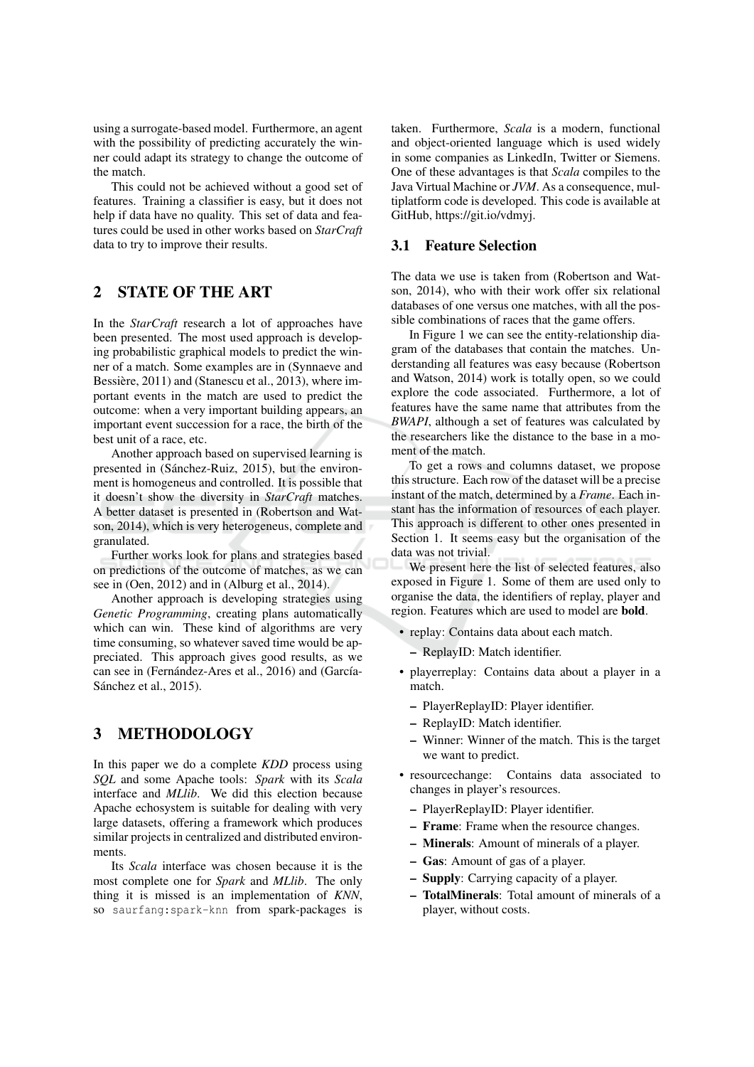using a surrogate-based model. Furthermore, an agent with the possibility of predicting accurately the winner could adapt its strategy to change the outcome of the match.

This could not be achieved without a good set of features. Training a classifier is easy, but it does not help if data have no quality. This set of data and features could be used in other works based on *StarCraft* data to try to improve their results.

## 2 STATE OF THE ART

In the *StarCraft* research a lot of approaches have been presented. The most used approach is developing probabilistic graphical models to predict the winner of a match. Some examples are in (Synnaeve and Bessière, 2011) and (Stanescu et al., 2013), where important events in the match are used to predict the outcome: when a very important building appears, an important event succession for a race, the birth of the best unit of a race, etc.

Another approach based on supervised learning is presented in (Sánchez-Ruiz, 2015), but the environment is homogeneous and controlled. It is possible that it doesn't show the diversity in *StarCraft* matches. A better dataset is presented in (Robertson and Watson, 2014), which is very heterogeneous, complete and granulated.

Further works look for plans and strategies based on predictions of the outcome of matches, as we can see in (Oen, 2012) and in (Alburg et al., 2014).

Another approach is developing strategies using *Genetic Programming*, creating plans automatically which can win. These kind of algorithms are very time consuming, so whatever saved time would be appreciated. This approach gives good results, as we can see in (Fernández-Ares et al., 2016) and (García-Sánchez et al., 2015).

## 3 METHODOLOGY

In this paper we do a complete *KDD* process using *SQL* and some Apache tools: *Spark* with its *Scala* interface and *MLlib*. We did this election because Apache echosystem is suitable for dealing with very large datasets, offering a framework which produces similar projects in centralized and distributed environments.

Its *Scala* interface was chosen because it is the most complete one for *Spark* and *MLlib*. The only thing it is missed is an implementation of *KNN*, so `saurfang:spark-knn` from spark-packages is taken. Furthermore, *Scala* is a modern, functional and object-oriented language which is used widely in some companies as LinkedIn, Twitter or Siemens. One of these advantages is that *Scala* compiles to the Java Virtual Machine or *JVM*. As a consequence, multiplatform code is developed. This code is available at GitHub, https://git.io/vdmyj.

### 3.1 Feature Selection

The data we use is taken from (Robertson and Watson, 2014), who with their work offer six relational databases of one versus one matches, with all the possible combinations of races that the game offers.

In Figure 1 we can see the entity-relationship diagram of the databases that contain the matches. Understanding all features was easy because (Robertson and Watson, 2014) work is totally open, so we could explore the code associated. Furthermore, a lot of features have the same name that attributes from the *BWAPI*, although a set of features was calculated by the researchers like the distance to the base in a moment of the match.

To get a rows and columns dataset, we propose this structure. Each row of the dataset will be a precise instant of the match, determined by a *Frame*. Each instant has the information of resources of each player. This approach is different to other ones presented in Section 1. It seems easy but the organisation of the data was not trivial.

We present here the list of selected features, also exposed in Figure 1. Some of them are used only to organise the data, the identifiers of replay, player and region. Features which are used to model are **bold**.

- replay: Contains data about each match.
  - ReplayID: Match identifier.
- playerreplay: Contains data about a player in a match.
  - PlayerReplayID: Player identifier.
  - ReplayID: Match identifier.
  - Winner: Winner of the match. This is the target we want to predict.
- resourcechange: Contains data associated to changes in player's resources.
  - PlayerReplayID: Player identifier.
  - **Frame**: Frame when the resource changes.
  - **Minerals**: Amount of minerals of a player.
  - **Gas**: Amount of gas of a player.
  - **Supply**: Carrying capacity of a player.
  - **TotalMinerals**: Total amount of minerals of a player, without costs.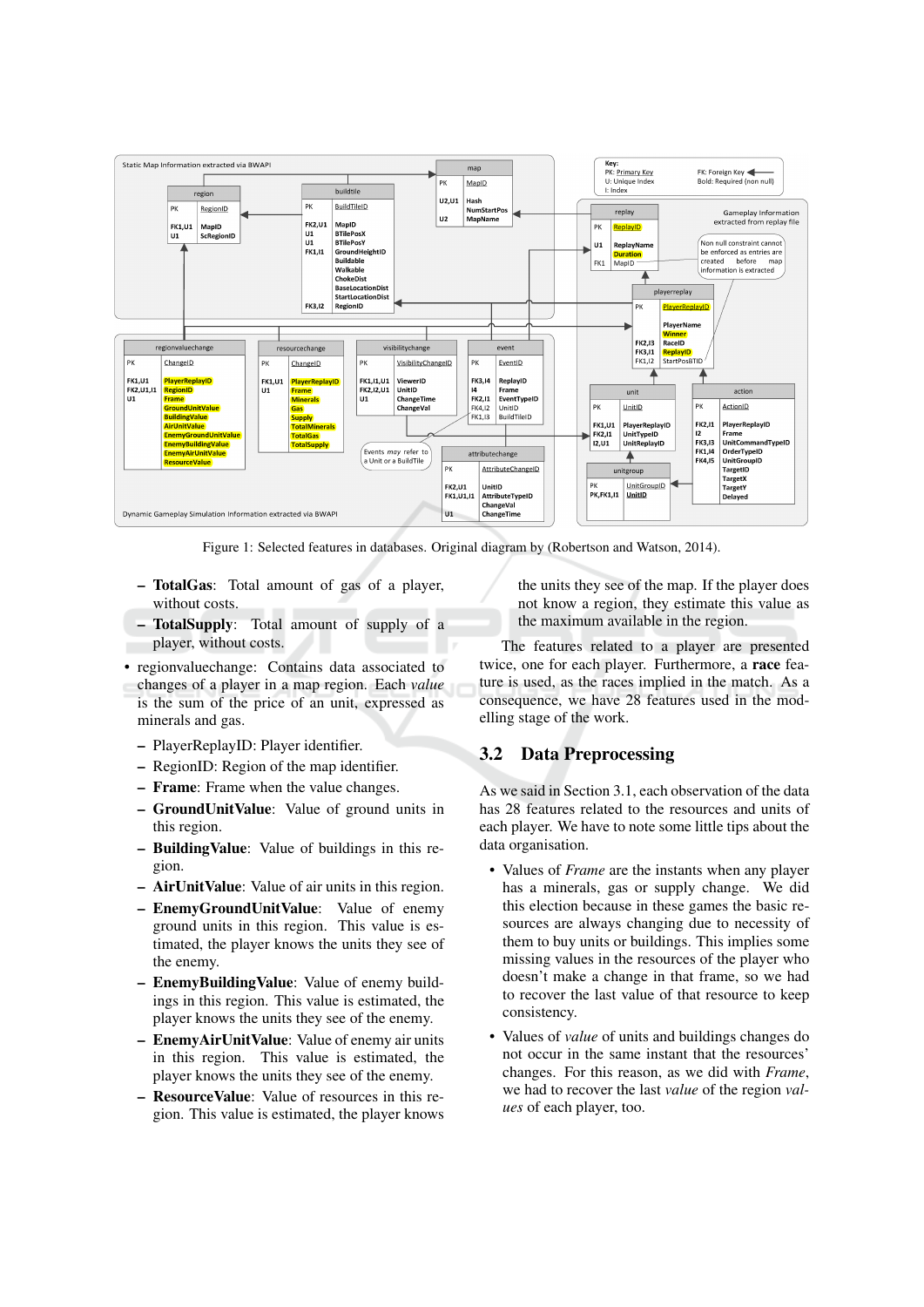Figure 1: Selected features in databases. Original diagram by (Robertson and Watson, 2014).

  - **TotalGas**: Total amount of gas of a player, without costs.
  - **TotalSupply**: Total amount of supply of a player, without costs.
- regionvaluechange: Contains data associated to changes of a player in a map region. Each *value* is the sum of the price of an unit, expressed as minerals and gas.
  - PlayerReplayID: Player identifier.
  - RegionID: Region of the map identifier.
  - **Frame**: Frame when the value changes.
  - **GroundUnitValue**: Value of ground units in this region.
  - **BuildingValue**: Value of buildings in this region.
  - **AirUnitValue**: Value of air units in this region.
  - **EnemyGroundUnitValue**: Value of enemy ground units in this region. This value is estimated, the player knows the units they see of the enemy.
  - **EnemyBuildingValue**: Value of enemy buildings in this region. This value is estimated, the player knows the units they see of the enemy.
  - **EnemyAirUnitValue**: Value of enemy air units in this region. This value is estimated, the player knows the units they see of the enemy.
  - **ResourceValue**: Value of resources in this region. This value is estimated, the player knows the units they see of the map. If the player does not know a region, they estimate this value as the maximum available in the region.

The features related to a player are presented twice, one for each player. Furthermore, a **race** feature is used, as the races implied in the match. As a consequence, we have 28 features used in the modelling stage of the work.

## 3.2 Data Preprocessing

As we said in Section 3.1, each observation of the data has 28 features related to the resources and units of each player. We have to note some little tips about the data organisation.

- Values of *Frame* are the instants when any player has a minerals, gas or supply change. We did this election because in these games the basic resources are always changing due to necessity of them to buy units or buildings. This implies some missing values in the resources of the player who doesn't make a change in that frame, so we had to recover the last value of that resource to keep consistency.
- Values of *value* of units and buildings changes do not occur in the same instant that the resources' changes. For this reason, as we did with *Frame*, we had to recover the last *value* of the region *values* of each player, too.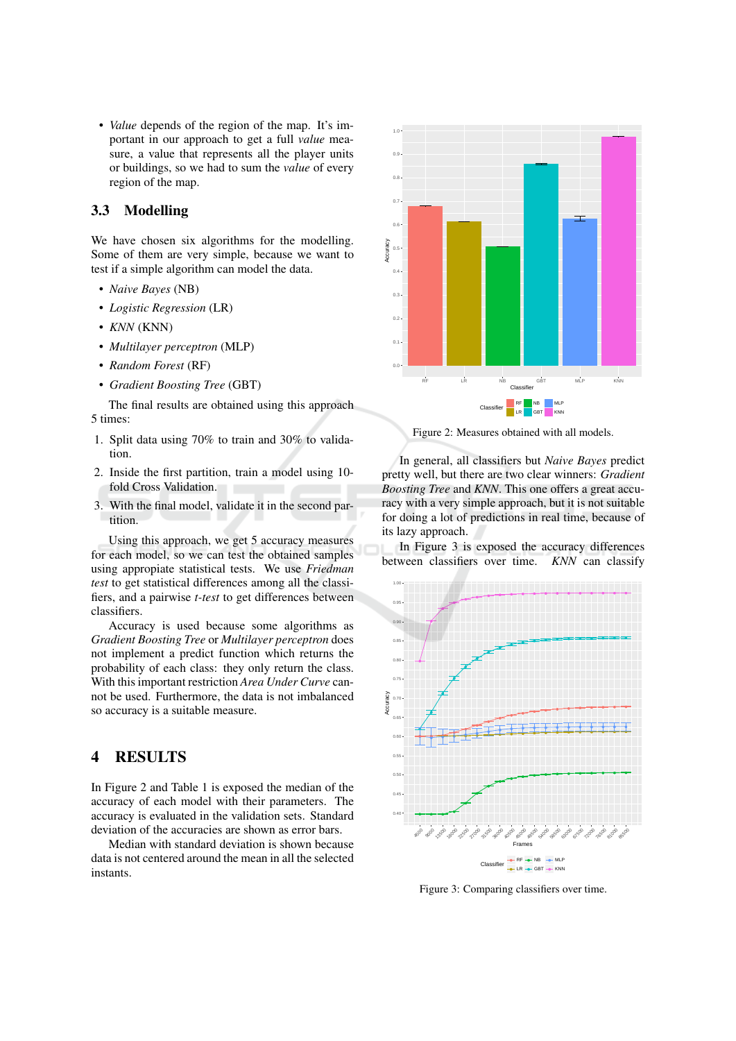- *Value* depends of the region of the map. It's important in our approach to get a full *value* measure, a value that represents all the player units or buildings, so we had to sum the *value* of every region of the map.

### 3.3 Modelling

We have chosen six algorithms for the modelling. Some of them are very simple, because we want to test if a simple algorithm can model the data.

- *Naive Bayes* (NB)
- *Logistic Regression* (LR)
- *KNN* (KNN)
- *Multilayer perceptron* (MLP)
- *Random Forest* (RF)
- *Gradient Boosting Tree* (GBT)

The final results are obtained using this approach 5 times:

1. Split data using 70% to train and 30% to validation.
2. Inside the first partition, train a model using 10-fold Cross Validation.
3. With the final model, validate it in the second partition.

Using this approach, we get 5 accuracy measures for each model, so we can test the obtained samples using appropiate statistical tests. We use *Friedman test* to get statistical differences among all the classifiers, and a pairwise *t-test* to get differences between classifiers.

Accuracy is used because some algorithms as *Gradient Boosting Tree* or *Multilayer perceptron* does not implement a predict function which returns the probability of each class: they only return the class. With this important restriction *Area Under Curve* cannot be used. Furthermore, the data is not imbalanced so accuracy is a suitable measure.

# 4 RESULTS

In Figure 2 and Table 1 is exposed the median of the accuracy of each model with their parameters. The accuracy is evaluated in the validation sets. Standard deviation of the accuracies are shown as error bars.

Median with standard deviation is shown because data is not centered around the mean in all the selected instants.

Figure 2: Measures obtained with all models.

In general, all classifiers but *Naive Bayes* predict pretty well, but there are two clear winners: *Gradient Boosting Tree* and *KNN*. This one offers a great accuracy with a very simple approach, but it is not suitable for doing a lot of predictions in real time, because of its lazy approach.

In Figure 3 is exposed the accuracy differences between classifiers over time. *KNN* can classify

Figure 3: Comparing classifiers over time.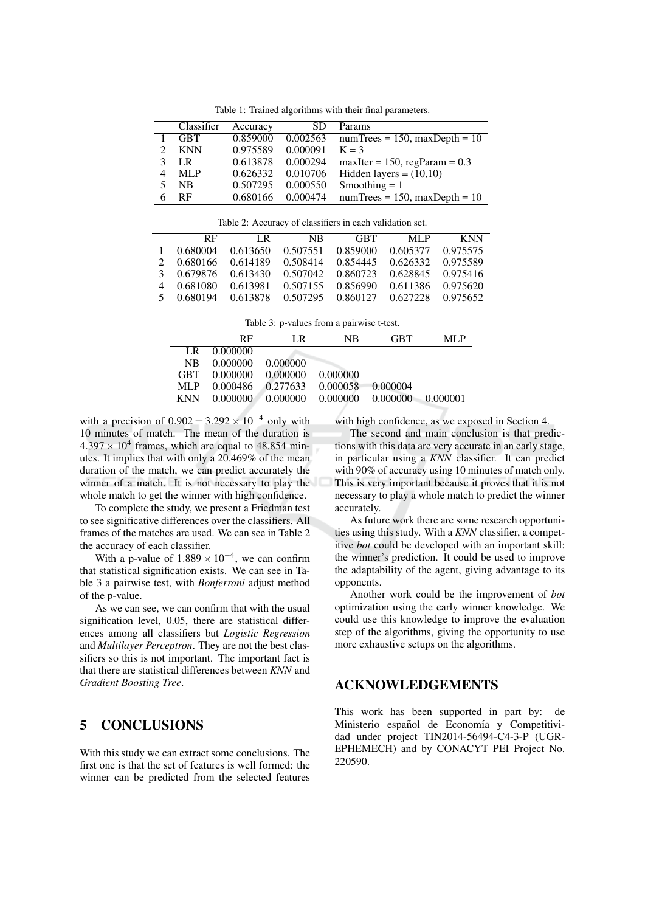Table 1: Trained algorithms with their final parameters.

| | Classifier | Accuracy | SD | Params |
|---|---|---|---|---|
| 1 | GBT | 0.859000 | 0.002563 | numTrees = 150, maxDepth = 10 |
| 2 | KNN | 0.975589 | 0.000091 | K = 3 |
| 3 | LR | 0.613878 | 0.000294 | maxIter = 150, regParam = 0.3 |
| 4 | MLP | 0.626332 | 0.010706 | Hidden layers = (10,10) |
| 5 | NB | 0.507295 | 0.000550 | Smoothing = 1 |
| 6 | RF | 0.680166 | 0.000474 | numTrees = 150, maxDepth = 10 |

Table 2: Accuracy of classifiers in each validation set.

| | RF | LR | NB | GBT | MLP | KNN |
|---|---|---|---|---|---|---|
| 1 | 0.680004 | 0.613650 | 0.507551 | 0.859000 | 0.605377 | 0.975575 |
| 2 | 0.680166 | 0.614189 | 0.508414 | 0.854445 | 0.626332 | 0.975589 |
| 3 | 0.679876 | 0.613430 | 0.507042 | 0.860723 | 0.628845 | 0.975416 |
| 4 | 0.681080 | 0.613981 | 0.507155 | 0.856990 | 0.611386 | 0.975620 |
| 5 | 0.680194 | 0.613878 | 0.507295 | 0.860127 | 0.627228 | 0.975652 |

Table 3: p-values from a pairwise t-test.

| | RF | LR | NB | GBT | MLP |
|---|---|---|---|---|---|
| LR | 0.000000 | | | | |
| NB | 0.000000 | 0.000000 | | | |
| GBT | 0.000000 | 0.000000 | 0.000000 | | |
| MLP | 0.000486 | 0.277633 | 0.000058 | 0.000004 | |
| KNN | 0.000000 | 0.000000 | 0.000000 | 0.000000 | 0.000001 |

with a precision of $0.902 \pm 3.292 \times 10^{-4}$ only with 10 minutes of match. The mean of the duration is $4.397 \times 10^{4}$ frames, which are equal to 48.854 minutes. It implies that with only a 20.469% of the mean duration of the match, we can predict accurately the winner of a match. It is not necessary to play the whole match to get the winner with high confidence.

To complete the study, we present a Friedman test to see significative differences over the classifiers. All frames of the matches are used. We can see in Table 2 the accuracy of each classifier.

With a p-value of $1.889 \times 10^{-4}$, we can confirm that statistical signification exists. We can see in Table 3 a pairwise test, with *Bonferroni* adjust method of the p-value.

As we can see, we can confirm that with the usual signification level, 0.05, there are statistical differences among all classifiers but *Logistic Regression* and *Multilayer Perceptron*. They are not the best classifiers so this is not important. The important fact is that there are statistical differences between *KNN* and *Gradient Boosting Tree*.

## 5 CONCLUSIONS

With this study we can extract some conclusions. The first one is that the set of features is well formed: the winner can be predicted from the selected features with high confidence, as we exposed in Section 4.

The second and main conclusion is that predictions with this data are very accurate in an early stage, in particular using a *KNN* classifier. It can predict with 90% of accuracy using 10 minutes of match only. This is very important because it proves that it is not necessary to play a whole match to predict the winner accurately.

As future work there are some research opportunities using this study. With a *KNN* classifier, a competitive *bot* could be developed with an important skill: the winner's prediction. It could be used to improve the adaptability of the agent, giving advantage to its opponents.

Another work could be the improvement of *bot* optimization using the early winner knowledge. We could use this knowledge to improve the evaluation step of the algorithms, giving the opportunity to use more exhaustive setups on the algorithms.

## ACKNOWLEDGEMENTS

This work has been supported in part by: de Ministerio español de Economía y Competitividad under project TIN2014-56494-C4-3-P (UGR-EPHEMECH) and by CONACYT PEI Project No. 220590.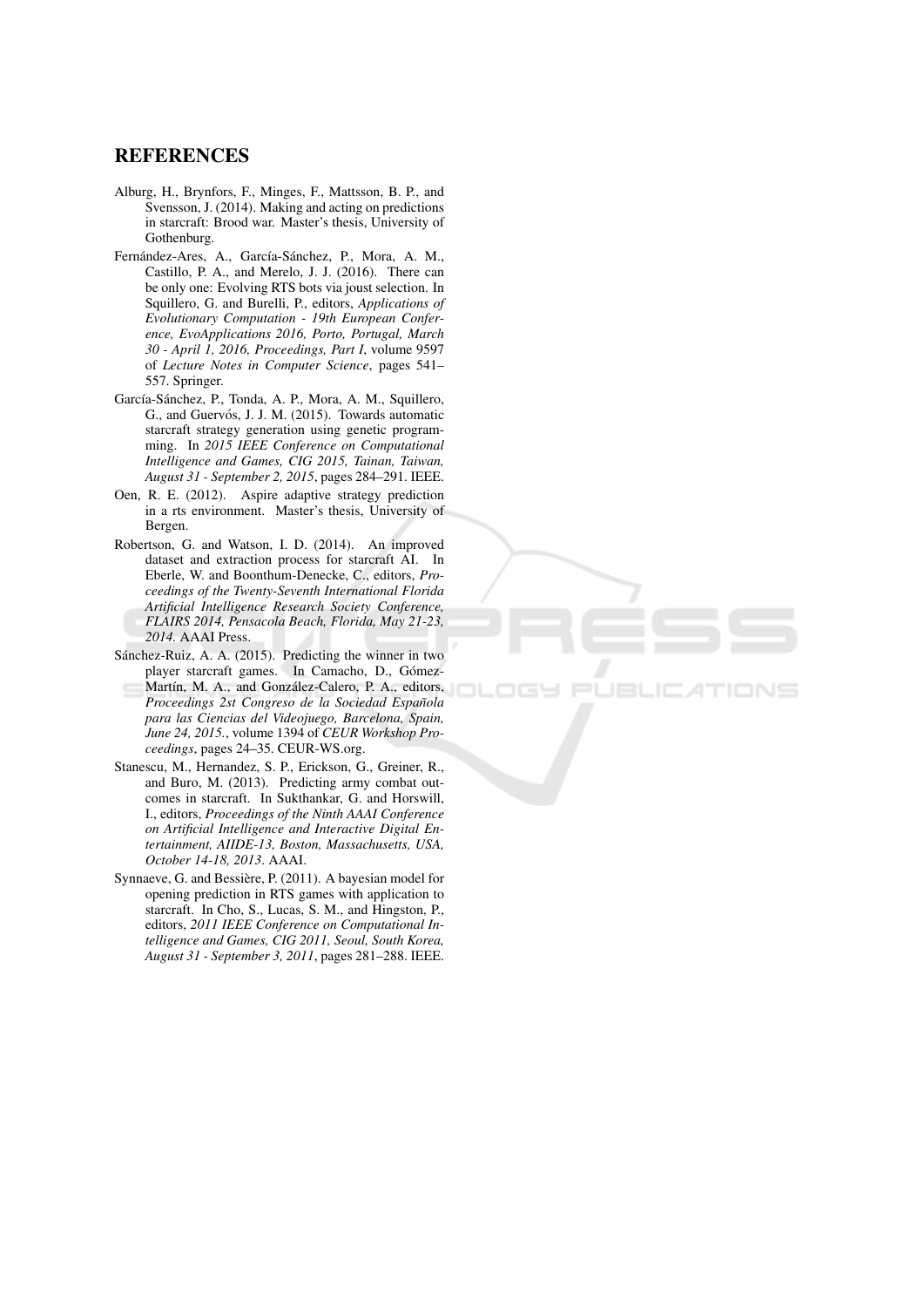## REFERENCES

Alburg, H., Brynfors, F., Minges, F., Mattsson, B. P., and Svensson, J. (2014). Making and acting on predictions in starcraft: Brood war. Master's thesis, University of Gothenburg.

Fernández-Ares, A., García-Sánchez, P., Mora, A. M., Castillo, P. A., and Merelo, J. J. (2016). There can be only one: Evolving RTS bots via joust selection. In Squillero, G. and Burelli, P., editors, *Applications of Evolutionary Computation - 19th European Conference, EvoApplications 2016, Porto, Portugal, March 30 - April 1, 2016, Proceedings, Part I*, volume 9597 of *Lecture Notes in Computer Science*, pages 541–557. Springer.

García-Sánchez, P., Tonda, A. P., Mora, A. M., Squillero, G., and Guervós, J. J. M. (2015). Towards automatic starcraft strategy generation using genetic programming. In *2015 IEEE Conference on Computational Intelligence and Games, CIG 2015, Tainan, Taiwan, August 31 - September 2, 2015*, pages 284–291. IEEE.

Oen, R. E. (2012). Aspire adaptive strategy prediction in a rts environment. Master's thesis, University of Bergen.

Robertson, G. and Watson, I. D. (2014). An improved dataset and extraction process for starcraft AI. In Eberle, W. and Boonthum-Denecke, C., editors, *Proceedings of the Twenty-Seventh International Florida Artificial Intelligence Research Society Conference, FLAIRS 2014, Pensacola Beach, Florida, May 21-23, 2014.* AAAI Press.

Sánchez-Ruiz, A. A. (2015). Predicting the winner in two player starcraft games. In Camacho, D., Gómez-Martín, M. A., and González-Calero, P. A., editors, *Proceedings 2st Congreso de la Sociedad Española para las Ciencias del Videojuego, Barcelona, Spain, June 24, 2015.*, volume 1394 of *CEUR Workshop Proceedings*, pages 24–35. CEUR-WS.org.

Stanescu, M., Hernandez, S. P., Erickson, G., Greiner, R., and Buro, M. (2013). Predicting army combat outcomes in starcraft. In Sukthankar, G. and Horswill, I., editors, *Proceedings of the Ninth AAAI Conference on Artificial Intelligence and Interactive Digital Entertainment, AIIDE-13, Boston, Massachusetts, USA, October 14-18, 2013*. AAAI.

Synnaeve, G. and Bessière, P. (2011). A bayesian model for opening prediction in RTS games with application to starcraft. In Cho, S., Lucas, S. M., and Hingston, P., editors, *2011 IEEE Conference on Computational Intelligence and Games, CIG 2011, Seoul, South Korea, August 31 - September 3, 2011*, pages 281–288. IEEE.